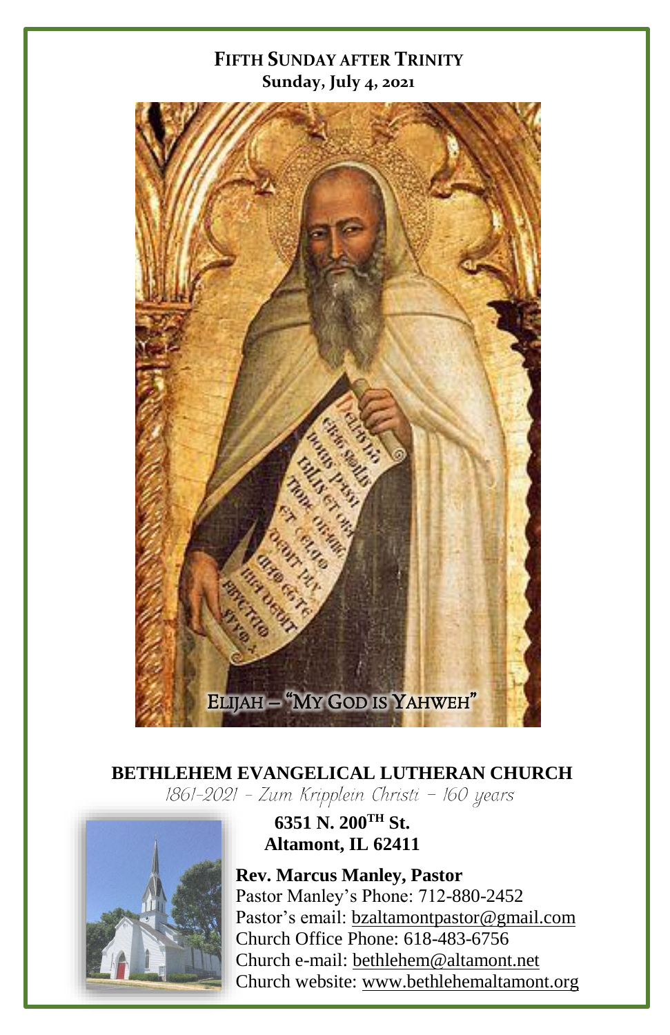# FIFTH SUNDAY AFTER TRINITY

**Sunday, July 4, 2021**

ELIJAH – "MY GOD IS YAHWEH"

## BETHLEHEM EVANGELICAL LUTHERAN CHURCH

*1861-2021 – Zum Kripplein Christi – 160 years*

**6351 N. 200$^{TH}$ St.**
**Altamont, IL 62411**

**Rev. Marcus Manley, Pastor**
Pastor Manley's Phone: 712-880-2452
Pastor's email: bzaltamontpastor@gmail.com
Church Office Phone: 618-483-6756
Church e-mail: bethlehem@altamont.net
Church website: www.bethlehemaltamont.org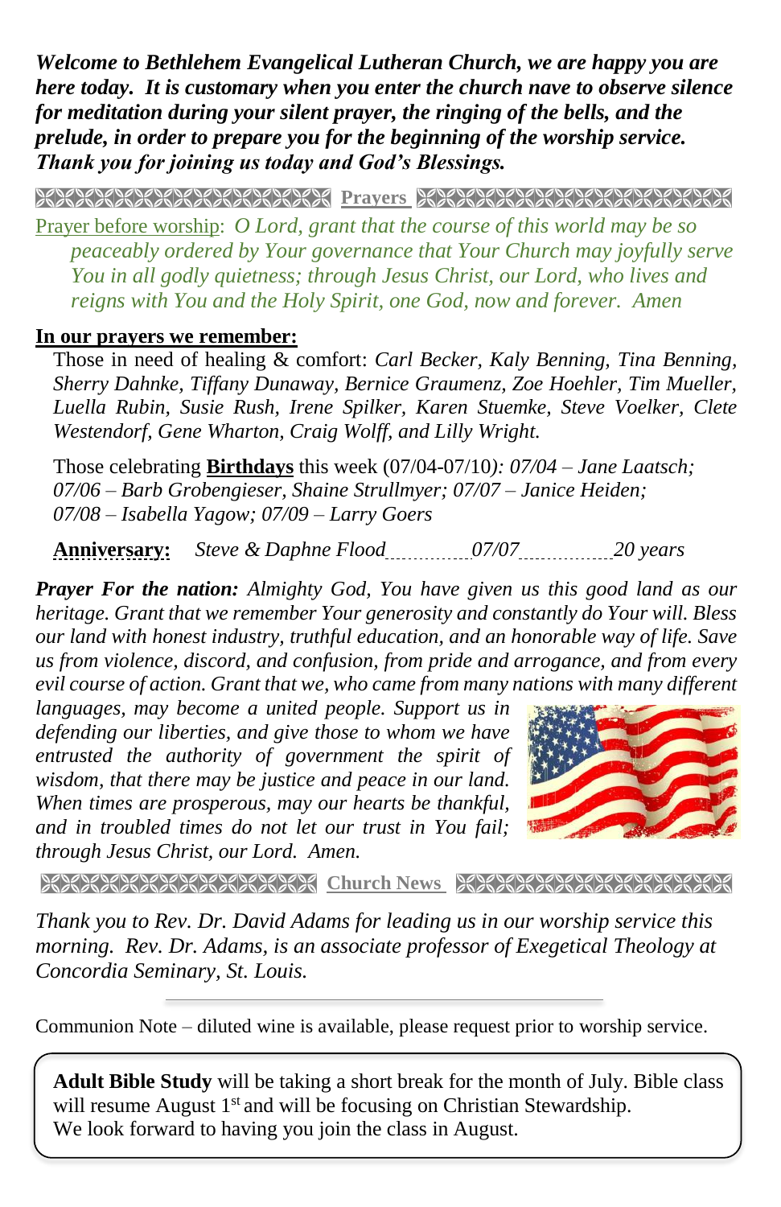***Welcome to Bethlehem Evangelical Lutheran Church, we are happy you are here today. It is customary when you enter the church nave to observe silence for meditation during your silent prayer, the ringing of the bells, and the prelude, in order to prepare you for the beginning of the worship service. Thank you for joining us today and God's Blessings.***

## Prayers

Prayer before worship: *O Lord, grant that the course of this world may be so peaceably ordered by Your governance that Your Church may joyfully serve You in all godly quietness; through Jesus Christ, our Lord, who lives and reigns with You and the Holy Spirit, one God, now and forever. Amen*

**In our prayers we remember:**

Those in need of healing & comfort: *Carl Becker, Kaly Benning, Tina Benning, Sherry Dahnke, Tiffany Dunaway, Bernice Graumenz, Zoe Hoehler, Tim Mueller, Luella Rubin, Susie Rush, Irene Spilker, Karen Stuemke, Steve Voelker, Clete Westendorf, Gene Wharton, Craig Wolff, and Lilly Wright.*

Those celebrating **Birthdays** this week (07/04-07/10*): 07/04 – Jane Laatsch; 07/06 – Barb Grobengieser, Shaine Strullmyer; 07/07 – Janice Heiden; 07/08 – Isabella Yagow; 07/09 – Larry Goers*

**Anniversary:** *Steve & Daphne Flood............07/07..............20 years*

***Prayer For the nation:*** *Almighty God, You have given us this good land as our heritage. Grant that we remember Your generosity and constantly do Your will. Bless our land with honest industry, truthful education, and an honorable way of life. Save us from violence, discord, and confusion, from pride and arrogance, and from every evil course of action. Grant that we, who came from many nations with many different languages, may become a united people. Support us in defending our liberties, and give those to whom we have entrusted the authority of government the spirit of wisdom, that there may be justice and peace in our land. When times are prosperous, may our hearts be thankful, and in troubled times do not let our trust in You fail; through Jesus Christ, our Lord. Amen.*

## Church News

*Thank you to Rev. Dr. David Adams for leading us in our worship service this morning. Rev. Dr. Adams, is an associate professor of Exegetical Theology at Concordia Seminary, St. Louis.*

---

Communion Note – diluted wine is available, please request prior to worship service.

**Adult Bible Study** will be taking a short break for the month of July. Bible class will resume August 1st and will be focusing on Christian Stewardship. We look forward to having you join the class in August.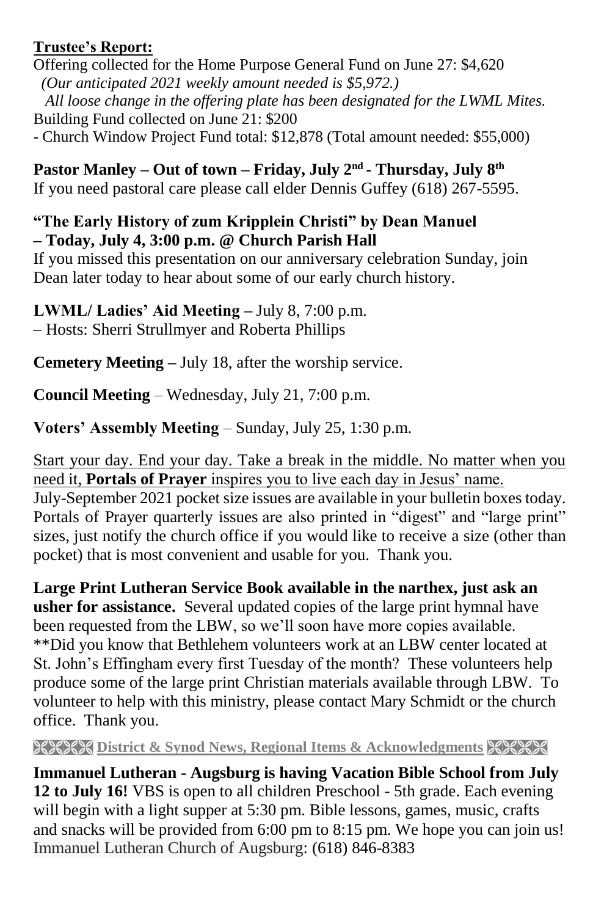**Trustee's Report:**

Offering collected for the Home Purpose General Fund on June 27: $4,620

*(Our anticipated 2021 weekly amount needed is $5,972.)*

*All loose change in the offering plate has been designated for the LWML Mites.*

Building Fund collected on June 21: $200

- Church Window Project Fund total: $12,878 (Total amount needed: $55,000)

**Pastor Manley – Out of town – Friday, July 2nd - Thursday, July 8th**

If you need pastoral care please call elder Dennis Guffey (618) 267-5595.

**"The Early History of zum Kripplein Christi" by Dean Manuel – Today, July 4, 3:00 p.m. @ Church Parish Hall**

If you missed this presentation on our anniversary celebration Sunday, join Dean later today to hear about some of our early church history.

**LWML/ Ladies' Aid Meeting –** July 8, 7:00 p.m.
– Hosts: Sherri Strullmyer and Roberta Phillips

**Cemetery Meeting –** July 18, after the worship service.

**Council Meeting** – Wednesday, July 21, 7:00 p.m.

**Voters' Assembly Meeting** – Sunday, July 25, 1:30 p.m.

Start your day. End your day. Take a break in the middle. No matter when you need it, **Portals of Prayer** inspires you to live each day in Jesus' name. July-September 2021 pocket size issues are available in your bulletin boxes today. Portals of Prayer quarterly issues are also printed in "digest" and "large print" sizes, just notify the church office if you would like to receive a size (other than pocket) that is most convenient and usable for you. Thank you.

**Large Print Lutheran Service Book available in the narthex, just ask an usher for assistance.** Several updated copies of the large print hymnal have been requested from the LBW, so we'll soon have more copies available. **Did you know that Bethlehem volunteers work at an LBW center located at St. John's Effingham every first Tuesday of the month? These volunteers help produce some of the large print Christian materials available through LBW. To volunteer to help with this ministry, please contact Mary Schmidt or the church office. Thank you.

**District & Synod News, Regional Items & Acknowledgments**

**Immanuel Lutheran - Augsburg is having Vacation Bible School from July 12 to July 16!** VBS is open to all children Preschool - 5th grade. Each evening will begin with a light supper at 5:30 pm. Bible lessons, games, music, crafts and snacks will be provided from 6:00 pm to 8:15 pm. We hope you can join us! Immanuel Lutheran Church of Augsburg: (618) 846-8383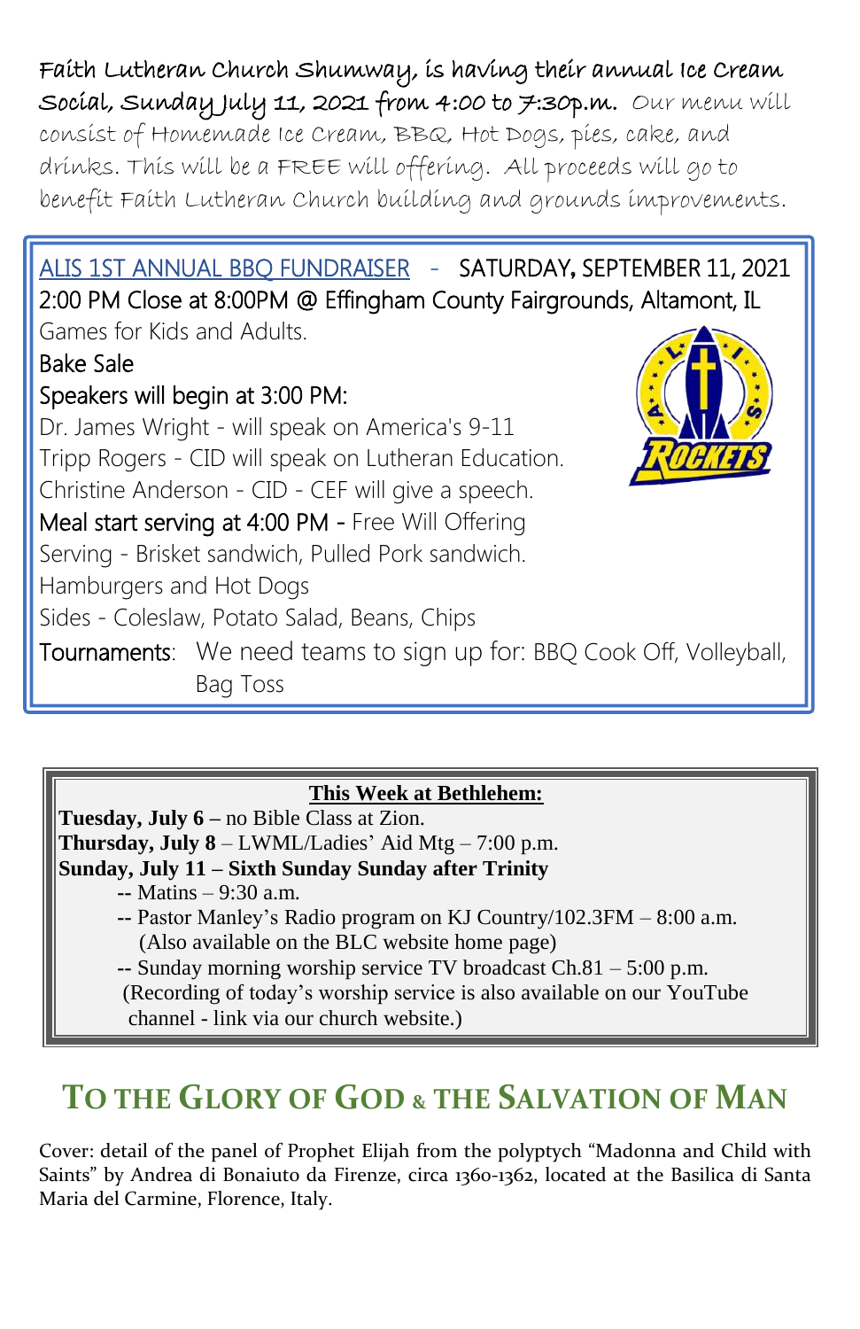**Faith Lutheran Church Shumway, is having their annual Ice Cream Social, Sunday July 11, 2021 from 4:00 to 7:30p.m.** Our menu will consist of Homemade Ice Cream, BBQ, Hot Dogs, pies, cake, and drinks. This will be a FREE will offering. All proceeds will go to benefit Faith Lutheran Church building and grounds improvements.

ALIS 1ST ANNUAL BBQ FUNDRAISER - SATURDAY, SEPTEMBER 11, 2021
2:00 PM Close at 8:00PM @ Effingham County Fairgrounds, Altamont, IL
Games for Kids and Adults.
Bake Sale
Speakers will begin at 3:00 PM:
Dr. James Wright - will speak on America's 9-11
Tripp Rogers - CID will speak on Lutheran Education.
Christine Anderson - CID - CEF will give a speech.
Meal start serving at 4:00 PM - Free Will Offering
Serving - Brisket sandwich, Pulled Pork sandwich.
Hamburgers and Hot Dogs
Sides - Coleslaw, Potato Salad, Beans, Chips
Tournaments: We need teams to sign up for: BBQ Cook Off, Volleyball, Bag Toss

**<u>This Week at Bethlehem:</u>**

**Tuesday, July 6 –** no Bible Class at Zion.
**Thursday, July 8** – LWML/Ladies' Aid Mtg – 7:00 p.m.
**Sunday, July 11 – Sixth Sunday Sunday after Trinity**
-- Matins – 9:30 a.m.
-- Pastor Manley's Radio program on KJ Country/102.3FM – 8:00 a.m. (Also available on the BLC website home page)
-- Sunday morning worship service TV broadcast Ch.81 – 5:00 p.m. (Recording of today's worship service is also available on our YouTube channel - link via our church website.)

## TO THE GLORY OF GOD & THE SALVATION OF MAN

Cover: detail of the panel of Prophet Elijah from the polyptych "Madonna and Child with Saints" by Andrea di Bonaiuto da Firenze, circa 1360-1362, located at the Basilica di Santa Maria del Carmine, Florence, Italy.